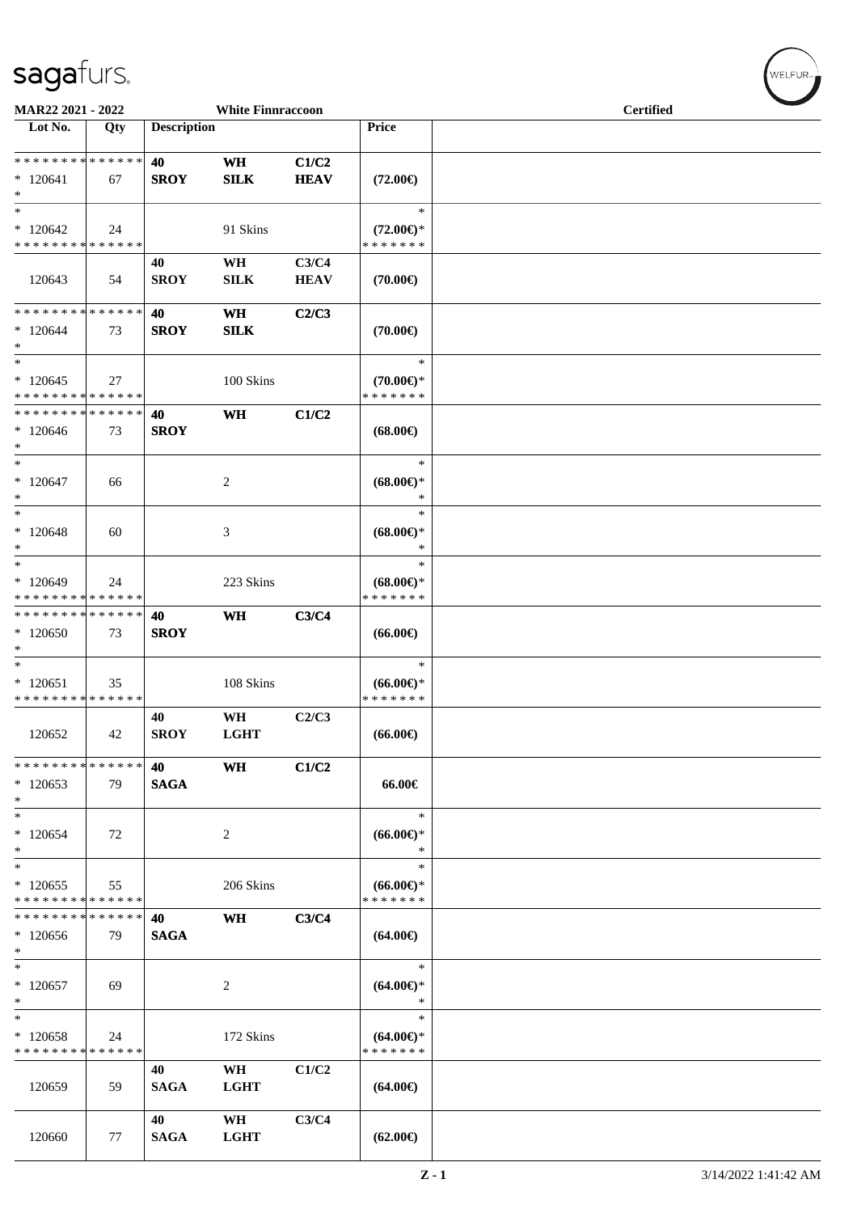MAR22 2021 - 2022 | White Finnraccoon | Certified

| Lot No. | Qty | Description | | | Price | |
|---|---|---|---|---|---|---|
| * * * * * * * * * * * * * * | | 40 | WH | C1/C2 | | |
| * 120641 | 67 | SROY | SILK | HEAV | (72.00€) | |
| * | | | | | | |
| * | | | | | * | |
| * 120642 | 24 | | 91 Skins | | (72.00€)* | |
| * * * * * * * * * * * * * * | | | | | * * * * * * * | |
| | | 40 | WH | C3/C4 | | |
| 120643 | 54 | SROY | SILK | HEAV | (70.00€) | |
| * * * * * * * * * * * * * * | | 40 | WH | C2/C3 | | |
| * 120644 | 73 | SROY | SILK | | (70.00€) | |
| * | | | | | | |
| * | | | | | * | |
| * 120645 | 27 | | 100 Skins | | (70.00€)* | |
| * * * * * * * * * * * * * * | | | | | * * * * * * * | |
| * * * * * * * * * * * * * * | | 40 | WH | C1/C2 | | |
| * 120646 | 73 | SROY | | | (68.00€) | |
| * | | | | | | |
| * | | | | | * | |
| * 120647 | 66 | | 2 | | (68.00€)* | |
| * | | | | | * | |
| * | | | | | * | |
| * 120648 | 60 | | 3 | | (68.00€)* | |
| * | | | | | * | |
| * | | | | | * | |
| * 120649 | 24 | | 223 Skins | | (68.00€)* | |
| * * * * * * * * * * * * * * | | | | | * * * * * * * | |
| * * * * * * * * * * * * * * | | 40 | WH | C3/C4 | | |
| * 120650 | 73 | SROY | | | (66.00€) | |
| * | | | | | | |
| * | | | | | * | |
| * 120651 | 35 | | 108 Skins | | (66.00€)* | |
| * * * * * * * * * * * * * * | | | | | * * * * * * * | |
| | | 40 | WH | C2/C3 | | |
| 120652 | 42 | SROY | LGHT | | (66.00€) | |
| * * * * * * * * * * * * * * | | 40 | WH | C1/C2 | | |
| * 120653 | 79 | SAGA | | | 66.00€ | |
| * | | | | | | |
| * | | | | | * | |
| * 120654 | 72 | | 2 | | (66.00€)* | |
| * | | | | | * | |
| * | | | | | * | |
| * 120655 | 55 | | 206 Skins | | (66.00€)* | |
| * * * * * * * * * * * * * * | | | | | * * * * * * * | |
| * * * * * * * * * * * * * * | | 40 | WH | C3/C4 | | |
| * 120656 | 79 | SAGA | | | (64.00€) | |
| * | | | | | | |
| * | | | | | * | |
| * 120657 | 69 | | 2 | | (64.00€)* | |
| * | | | | | * | |
| * | | | | | * | |
| * 120658 | 24 | | 172 Skins | | (64.00€)* | |
| * * * * * * * * * * * * * * | | | | | * * * * * * * | |
| | | 40 | WH | C1/C2 | | |
| 120659 | 59 | SAGA | LGHT | | (64.00€) | |
| | | 40 | WH | C3/C4 | | |
| 120660 | 77 | SAGA | LGHT | | (62.00€) | |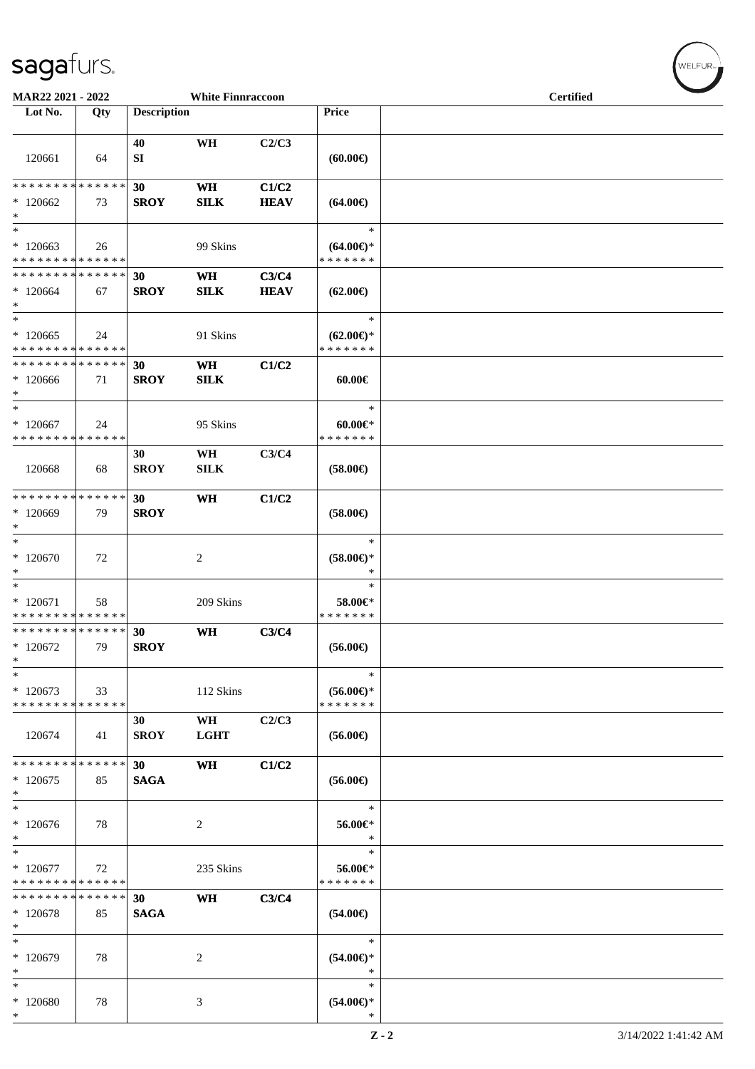MAR22 2021 - 2022 White Finnraccoon Certified

| Lot No. | Qty | Description | | | Price | |
|---|---|---|---|---|---|---|
| 120661 | 64 | 40 SI | WH | C2/C3 | (60.00€) | |
| * * * * * * * * * * * * * * 120662 * | 73 | 30 SROY | WH SILK | C1/C2 HEAV | (64.00€) | |
| * * 120663 * * * * * * * * * * * * * * | 26 | | 99 Skins | | * (64.00€)* * * * * * * * | |
| * * * * * * * * * * * * * * 120664 * | 67 | 30 SROY | WH SILK | C3/C4 HEAV | (62.00€) | |
| * * 120665 * * * * * * * * * * * * * * | 24 | | 91 Skins | | * (62.00€)* * * * * * * * | |
| * * * * * * * * * * * * * * 120666 * | 71 | 30 SROY | WH SILK | C1/C2 | 60.00€ | |
| * * 120667 * * * * * * * * * * * * * * | 24 | | 95 Skins | | * 60.00€* * * * * * * * | |
| 120668 | 68 | 30 SROY | WH SILK | C3/C4 | (58.00€) | |
| * * * * * * * * * * * * * * 120669 * | 79 | 30 SROY | WH | C1/C2 | (58.00€) | |
| * * 120670 * | 72 | | 2 | | * (58.00€)* * | |
| * * 120671 * * * * * * * * * * * * * * | 58 | | 209 Skins | | * 58.00€* * * * * * * * | |
| * * * * * * * * * * * * * * 120672 * | 79 | 30 SROY | WH | C3/C4 | (56.00€) | |
| * * 120673 * * * * * * * * * * * * * * | 33 | | 112 Skins | | * (56.00€)* * * * * * * * | |
| 120674 | 41 | 30 SROY | WH LGHT | C2/C3 | (56.00€) | |
| * * * * * * * * * * * * * * 120675 * | 85 | 30 SAGA | WH | C1/C2 | (56.00€) | |
| * * 120676 * | 78 | | 2 | | * 56.00€* * | |
| * * 120677 * * * * * * * * * * * * * * | 72 | | 235 Skins | | * 56.00€* * * * * * * * | |
| * * * * * * * * * * * * * * 120678 * | 85 | 30 SAGA | WH | C3/C4 | (54.00€) | |
| * * 120679 * | 78 | | 2 | | * (54.00€)* * | |
| * * 120680 * | 78 | | 3 | | * (54.00€)* * | |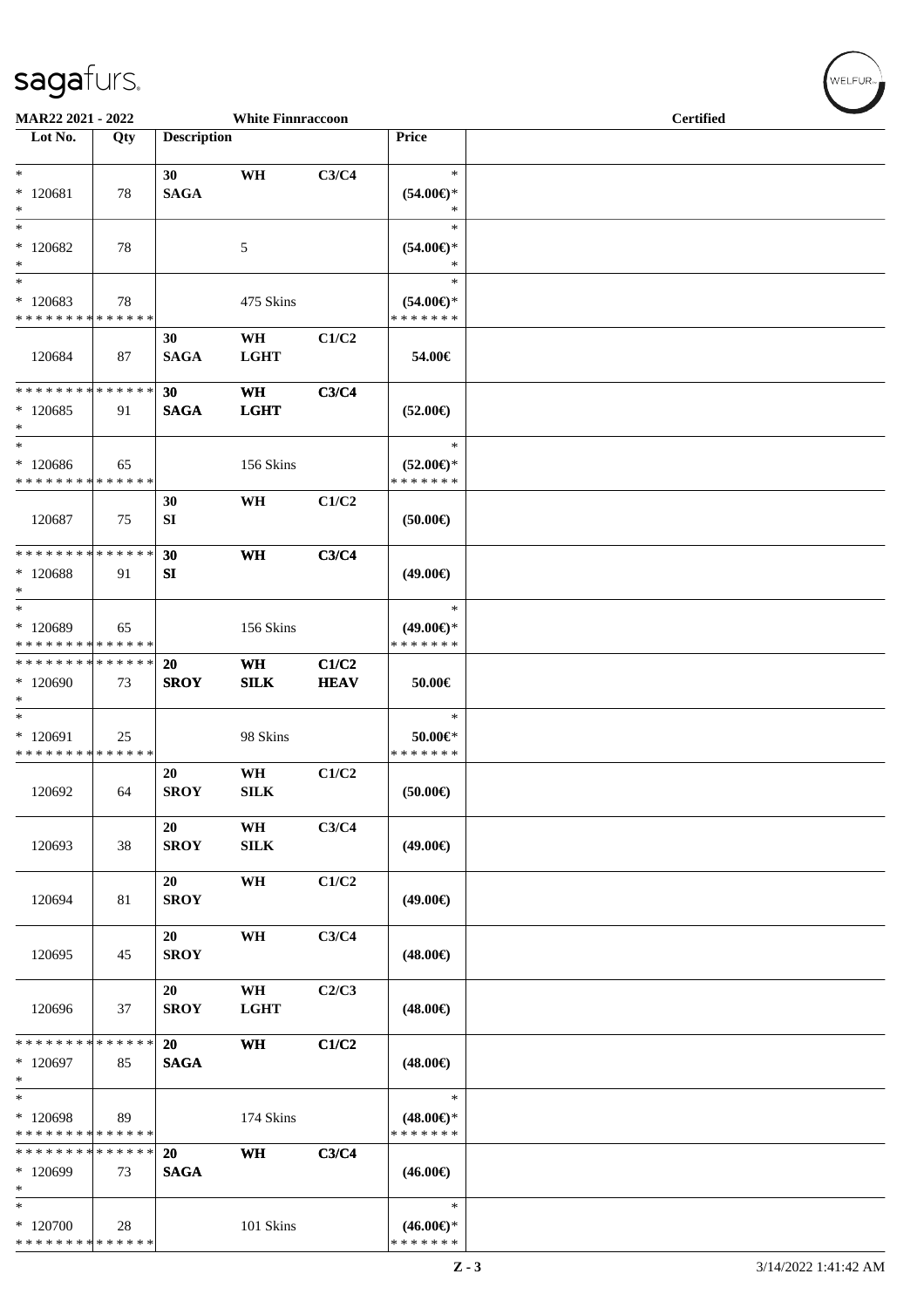MAR22 2021 - 2022 White Finnraccoon Certified

| Lot No. | Qty | Description | | | Price | |
|---|---|---|---|---|---|---|
| * <br> * 120681 <br> * | 78 | 30 <br> **SAGA** | **WH** | **C3/C4** | * <br> **(54.00€)*** <br> * | |
| * <br> * 120682 <br> * | 78 | | 5 | | * <br> **(54.00€)*** <br> * | |
| * <br> * 120683 <br> * * * * * * * * * * * * * * | 78 | | 475 Skins | | * <br> **(54.00€)*** <br> * * * * * * * | |
| 120684 | 87 | **30** <br> **SAGA** | **WH** <br> **LGHT** | **C1/C2** | **54.00€** | |
| * * * * * * * * * * * * * * <br> * 120685 <br> * | 91 | **30** <br> **SAGA** | **WH** <br> **LGHT** | **C3/C4** | **(52.00€)** | |
| * <br> * 120686 <br> * * * * * * * * * * * * * * | 65 | | 156 Skins | | * <br> **(52.00€)*** <br> * * * * * * * | |
| 120687 | 75 | **30** <br> **SI** | **WH** | **C1/C2** | **(50.00€)** | |
| * * * * * * * * * * * * * * <br> * 120688 <br> * | 91 | **30** <br> **SI** | **WH** | **C3/C4** | **(49.00€)** | |
| * <br> * 120689 <br> * * * * * * * * * * * * * * | 65 | | 156 Skins | | * <br> **(49.00€)*** <br> * * * * * * * | |
| * * * * * * * * * * * * * * <br> * 120690 <br> * | 73 | **20** <br> **SROY** | **WH** <br> **SILK** | **C1/C2** <br> **HEAV** | **50.00€** | |
| * <br> * 120691 <br> * * * * * * * * * * * * * * | 25 | | 98 Skins | | * <br> **50.00€*** <br> * * * * * * * | |
| 120692 | 64 | **20** <br> **SROY** | **WH** <br> **SILK** | **C1/C2** | **(50.00€)** | |
| 120693 | 38 | **20** <br> **SROY** | **WH** <br> **SILK** | **C3/C4** | **(49.00€)** | |
| 120694 | 81 | **20** <br> **SROY** | **WH** | **C1/C2** | **(49.00€)** | |
| 120695 | 45 | **20** <br> **SROY** | **WH** | **C3/C4** | **(48.00€)** | |
| 120696 | 37 | **20** <br> **SROY** | **WH** <br> **LGHT** | **C2/C3** | **(48.00€)** | |
| * * * * * * * * * * * * * * <br> * 120697 <br> * | 85 | **20** <br> **SAGA** | **WH** | **C1/C2** | **(48.00€)** | |
| * <br> * 120698 <br> * * * * * * * * * * * * * * | 89 | | 174 Skins | | * <br> **(48.00€)*** <br> * * * * * * * | |
| * * * * * * * * * * * * * * <br> * 120699 <br> * | 73 | **20** <br> **SAGA** | **WH** | **C3/C4** | **(46.00€)** | |
| * <br> * 120700 <br> * * * * * * * * * * * * * * | 28 | | 101 Skins | | * <br> **(46.00€)*** <br> * * * * * * * | |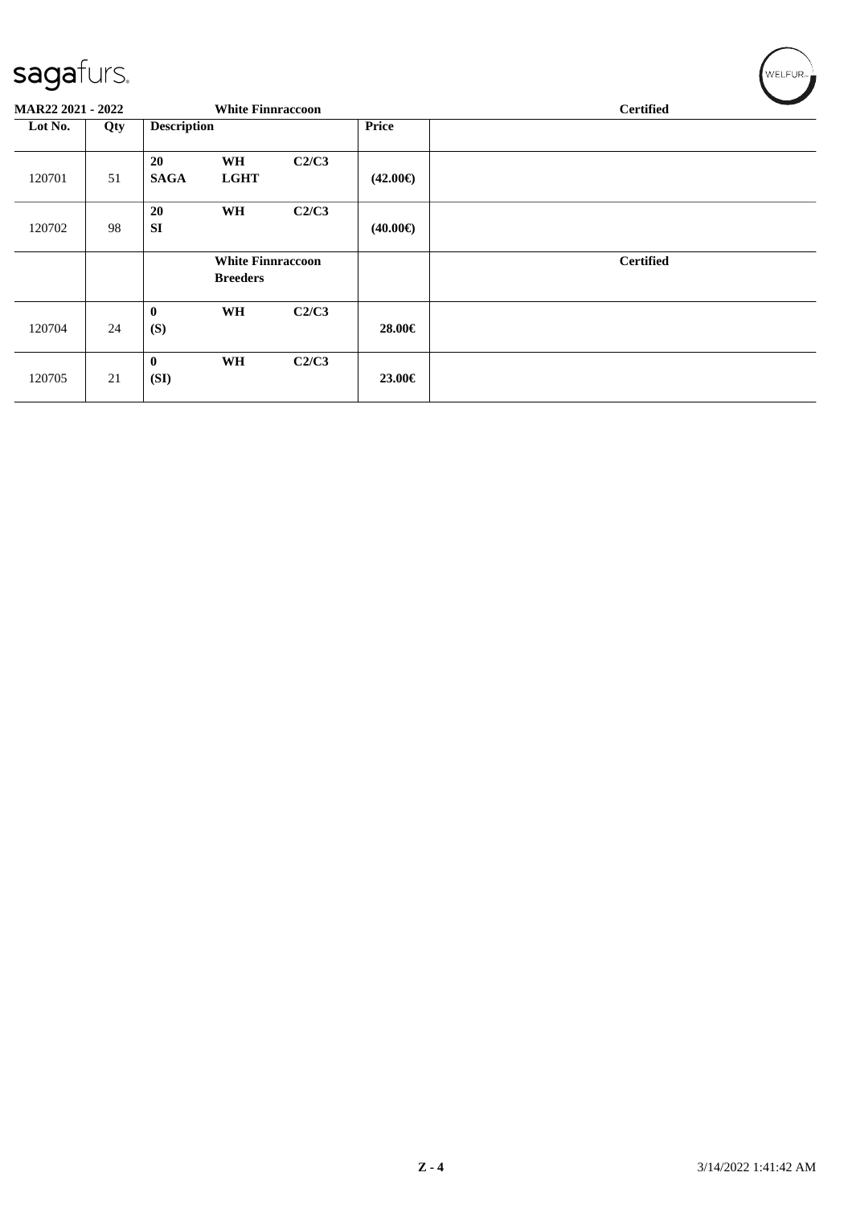| MAR22 2021 - 2022 | | White Finnraccoon | | Certified |
|---|---|---|---|---|
| **Lot No.** | **Qty** | **Description** | **Price** | |
| 120701 | 51 | **20 WH C2/C3 SAGA LGHT** | **(42.00€)** | |
| 120702 | 98 | **20 WH C2/C3 SI** | **(40.00€)** | |
| | | **White Finnraccoon Breeders** | | **Certified** |
| 120704 | 24 | **0 WH C2/C3 (S)** | **28.00€** | |
| 120705 | 21 | **0 WH C2/C3 (SI)** | **23.00€** | |

Z - 4

3/14/2022 1:41:42 AM